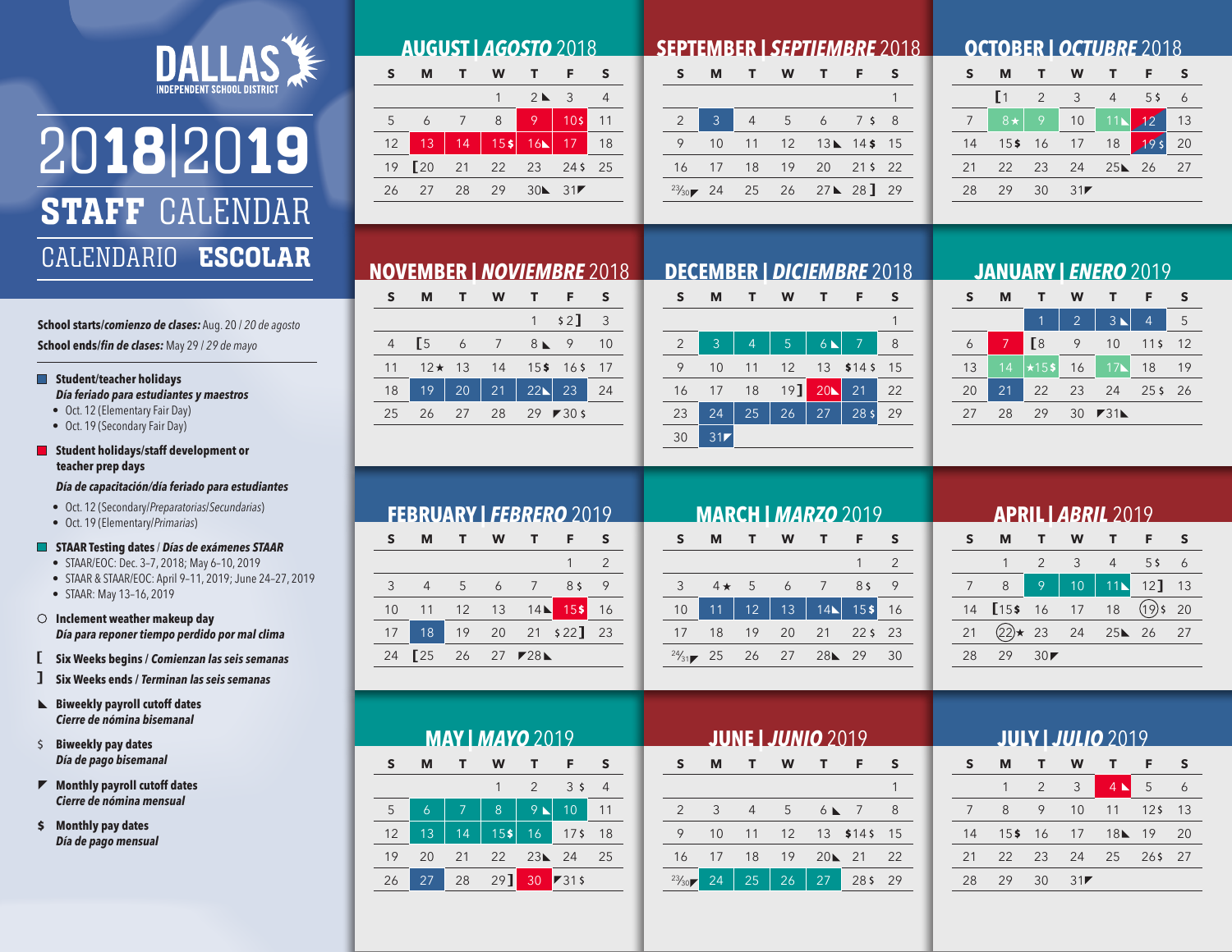# DALLAS INDEPENDENT SCHOOL DISTRICT

# 2018|2019 STAFF CALENDAR

## CALENDARIO ESCOLAR

**School starts/*comienzo de clases:*** Aug. 20 / *20 de agosto*

**School ends/*fin de clases:*** May 29 / *29 de mayo*

- **Student/teacher holidays**
  ***Día feriado para estudiantes y maestros***
  - Oct. 12 (Elementary Fair Day)
  - Oct. 19 (Secondary Fair Day)
- **Student holidays/staff development or teacher prep days**
  ***Día de capacitación/día feriado para estudiantes***
  - Oct. 12 (Secondary/*Preparatorias/Secundarias*)
  - Oct. 19 (Elementary/*Primarias*)
- **STAAR Testing dates / *Días de exámenes STAAR***
  - STAAR/EOC: Dec. 3–7, 2018; May 6–10, 2019
  - STAAR & STAAR/EOC: April 9–11, 2019; June 24–27, 2019
  - STAAR: May 13–16, 2019
- ○ **Inclement weather makeup day**
  ***Día para reponer tiempo perdido por mal clima***
- [ **Six Weeks begins / *Comienzan las seis semanas***
- ] **Six Weeks ends / *Terminan las seis semanas***
- ◣ **Biweekly payroll cutoff dates**
  ***Cierre de nómina bisemanal***
- $ **Biweekly pay dates**
  ***Día de pago bisemanal***
- ◤ **Monthly payroll cutoff dates**
  ***Cierre de nómina mensual***
- **$** **Monthly pay dates**
  ***Día de pago mensual***

### AUGUST | *AGOSTO* 2018

| S | M | T | W | T | F | S |
|---|---|---|---|---|---|---|
| | | | 1 | 2◣ | 3 | 4 |
| 5 | 6 | 7 | 8 | 9 | 10$ | 11 |
| 12 | 13 | 14 | 15$ | 16◣ | 17 | 18 |
| 19 | [20 | 21 | 22 | 23 | 24$ | 25 |
| 26 | 27 | 28 | 29 | 30◣ | 31◤ | |

### SEPTEMBER | *SEPTIEMBRE* 2018

| S | M | T | W | T | F | S |
|---|---|---|---|---|---|---|
| | | | | | | 1 |
| 2 | 3 | 4 | 5 | 6 | 7$ | 8 |
| 9 | 10 | 11 | 12 | 13◣ | 14$ | 15 |
| 16 | 17 | 18 | 19 | 20 | 21$ | 22 |
| 23/30◤ | 24 | 25 | 26 | 27◣ | 28] | 29 |

### OCTOBER | *OCTUBRE* 2018

| S | M | T | W | T | F | S |
|---|---|---|---|---|---|---|
| | [1 | 2 | 3 | 4 | 5$ | 6 |
| 7 | 8★ | 9 | 10 | 11◣ | 12 | 13 |
| 14 | 15$ | 16 | 17 | 18 | 19$ | 20 |
| 21 | 22 | 23 | 24 | 25◣ | 26 | 27 |
| 28 | 29 | 30 | 31◤ | | | |

### NOVEMBER | *NOVIEMBRE* 2018

| S | M | T | W | T | F | S |
|---|---|---|---|---|---|---|
| | | | | 1 | $2] | 3 |
| 4 | [5 | 6 | 7 | 8◣ | 9 | 10 |
| 11 | 12★ | 13 | 14 | 15$ | 16$ | 17 |
| 18 | 19 | 20 | 21 | 22◣ | 23 | 24 |
| 25 | 26 | 27 | 28 | 29 | ◤30$ | |

### DECEMBER | *DICIEMBRE* 2018

| S | M | T | W | T | F | S |
|---|---|---|---|---|---|---|
| | | | | | | 1 |
| 2 | 3 | 4 | 5 | 6◣ | 7 | 8 |
| 9 | 10 | 11 | 12 | 13 | $14$ | 15 |
| 16 | 17 | 18 | 19] | 20◣ | 21 | 22 |
| 23 | 24 | 25 | 26 | 27 | 28$ | 29 |
| 30 | 31◤ | | | | | |

### JANUARY | *ENERO* 2019

| S | M | T | W | T | F | S |
|---|---|---|---|---|---|---|
| | | 1 | 2 | 3◣ | 4 | 5 |
| 6 | 7 | [8 | 9 | 10 | 11$ | 12 |
| 13 | 14 | ★15$ | 16 | 17◣ | 18 | 19 |
| 20 | 21 | 22 | 23 | 24 | 25$ | 26 |
| 27 | 28 | 29 | 30 | ◤31◣ | | |

### FEBRUARY | *FEBRERO* 2019

| S | M | T | W | T | F | S |
|---|---|---|---|---|---|---|
| | | | | | 1 | 2 |
| 3 | 4 | 5 | 6 | 7 | 8$ | 9 |
| 10 | 11 | 12 | 13 | 14◣ | 15$ | 16 |
| 17 | 18 | 19 | 20 | 21 | $22] | 23 |
| 24 | [25 | 26 | 27 | ◤28◣ | | |

### MARCH | *MARZO* 2019

| S | M | T | W | T | F | S |
|---|---|---|---|---|---|---|
| | | | | | 1 | 2 |
| 3 | 4★ | 5 | 6 | 7 | 8$ | 9 |
| 10 | 11 | 12 | 13 | 14◣ | 15$ | 16 |
| 17 | 18 | 19 | 20 | 21 | 22$ | 23 |
| 24/31◤ | 25 | 26 | 27 | 28◣ | 29 | 30 |

### APRIL | *ABRIL* 2019

| S | M | T | W | T | F | S |
|---|---|---|---|---|---|---|
| | 1 | 2 | 3 | 4 | 5$ | 6 |
| 7 | 8 | 9 | 10 | 11◣ | 12] | 13 |
| 14 | [15$ | 16 | 17 | 18 | (19)$ | 20 |
| 21 | (22)★ | 23 | 24 | 25◣ | 26 | 27 |
| 28 | 29 | 30◤ | | | | |

### MAY | *MAYO* 2019

| S | M | T | W | T | F | S |
|---|---|---|---|---|---|---|
| | | | 1 | 2 | 3$ | 4 |
| 5 | 6 | 7 | 8 | 9◣ | 10 | 11 |
| 12 | 13 | 14 | 15$ | 16 | 17$ | 18 |
| 19 | 20 | 21 | 22 | 23◣ | 24 | 25 |
| 26 | 27 | 28 | 29] | 30 | ◤31$ | |

### JUNE | *JUNIO* 2019

| S | M | T | W | T | F | S |
|---|---|---|---|---|---|---|
| | | | | | | 1 |
| 2 | 3 | 4 | 5 | 6◣ | 7 | 8 |
| 9 | 10 | 11 | 12 | 13 | $14$ | 15 |
| 16 | 17 | 18 | 19 | 20◣ | 21 | 22 |
| 23/30◤ | 24 | 25 | 26 | 27 | 28$ | 29 |

### JULY | *JULIO* 2019

| S | M | T | W | T | F | S |
|---|---|---|---|---|---|---|
| | 1 | 2 | 3 | 4◣ | 5 | 6 |
| 7 | 8 | 9 | 10 | 11 | 12$ | 13 |
| 14 | 15$ | 16 | 17 | 18◣ | 19 | 20 |
| 21 | 22 | 23 | 24 | 25 | 26$ | 27 |
| 28 | 29 | 30 | 31◤ | | | |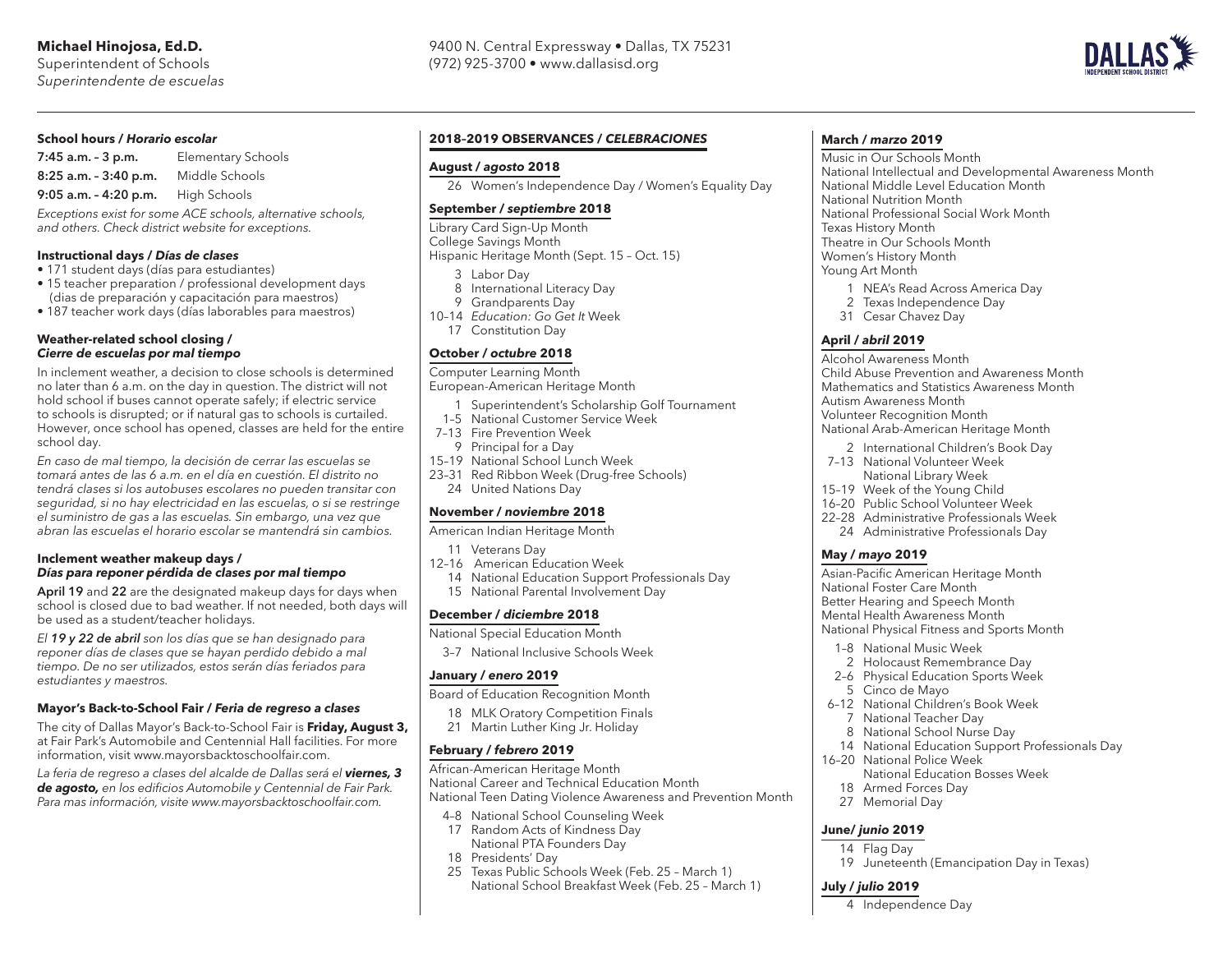**Michael Hinojosa, Ed.D.**
Superintendent of Schools
*Superintendente de escuelas*

9400 N. Central Expressway • Dallas, TX 75231
(972) 925-3700 • www.dallasisd.org

DALLAS INDEPENDENT SCHOOL DISTRICT

### School hours / *Horario escolar*

| | |
|---|---|
| **7:45 a.m. – 3 p.m.** | Elementary Schools |
| **8:25 a.m. – 3:40 p.m.** | Middle Schools |
| **9:05 a.m. – 4:20 p.m.** | High Schools |

*Exceptions exist for some ACE schools, alternative schools, and others. Check district website for exceptions.*

### Instructional days / *Días de clases*

- 171 student days (días para estudiantes)
- 15 teacher preparation / professional development days (dias de preparación y capacitación para maestros)
- 187 teacher work days (días laborables para maestros)

### Weather-related school closing / *Cierre de escuelas por mal tiempo*

In inclement weather, a decision to close schools is determined no later than 6 a.m. on the day in question. The district will not hold school if buses cannot operate safely; if electric service to schools is disrupted; or if natural gas to schools is curtailed. However, once school has opened, classes are held for the entire school day.

*En caso de mal tiempo, la decisión de cerrar las escuelas se tomará antes de las 6 a.m. en el día en cuestión. El distrito no tendrá clases si los autobuses escolares no pueden transitar con seguridad, si no hay electricidad en las escuelas, o si se restringe el suministro de gas a las escuelas. Sin embargo, una vez que abran las escuelas el horario escolar se mantendrá sin cambios.*

### Inclement weather makeup days / *Días para reponer pérdida de clases por mal tiempo*

**April 19** and **22** are the designated makeup days for days when school is closed due to bad weather. If not needed, both days will be used as a student/teacher holidays.

*El **19 y 22 de abril** son los días que se han designado para reponer días de clases que se hayan perdido debido a mal tiempo. De no ser utilizados, estos serán días feriados para estudiantes y maestros.*

### Mayor's Back-to-School Fair / *Feria de regreso a clases*

The city of Dallas Mayor's Back-to-School Fair is **Friday, August 3,** at Fair Park's Automobile and Centennial Hall facilities. For more information, visit www.mayorsbacktoschoolfair.com.

*La feria de regreso a clases del alcalde de Dallas será el **viernes, 3 de agosto,** en los edificios Automobile y Centennial de Fair Park. Para mas información, visite www.mayorsbacktoschoolfair.com.*

## 2018–2019 OBSERVANCES / *CELEBRACIONES*

### August / *agosto* 2018

- 26 Women's Independence Day / Women's Equality Day

### September / *septiembre* 2018

Library Card Sign-Up Month
College Savings Month
Hispanic Heritage Month (Sept. 15 – Oct. 15)

- 3 Labor Day
- 8 International Literacy Day
- 9 Grandparents Day
- 10–14 *Education: Go Get It* Week
- 17 Constitution Day

### October / *octubre* 2018

Computer Learning Month
European-American Heritage Month

- 1 Superintendent's Scholarship Golf Tournament
- 1–5 National Customer Service Week
- 7–13 Fire Prevention Week
- 9 Principal for a Day
- 15–19 National School Lunch Week
- 23–31 Red Ribbon Week (Drug-free Schools)
- 24 United Nations Day

### November / *noviembre* 2018

American Indian Heritage Month

- 11 Veterans Day
- 12–16 American Education Week
- 14 National Education Support Professionals Day
- 15 National Parental Involvement Day

### December / *diciembre* 2018

National Special Education Month

- 3–7 National Inclusive Schools Week

### January / *enero* 2019

Board of Education Recognition Month

- 18 MLK Oratory Competition Finals
- 21 Martin Luther King Jr. Holiday

### February / *febrero* 2019

African-American Heritage Month
National Career and Technical Education Month
National Teen Dating Violence Awareness and Prevention Month

- 4–8 National School Counseling Week
- 17 Random Acts of Kindness Day
  National PTA Founders Day
- 18 Presidents' Day
- 25 Texas Public Schools Week (Feb. 25 – March 1)
  National School Breakfast Week (Feb. 25 – March 1)

### March / *marzo* 2019

Music in Our Schools Month
National Intellectual and Developmental Awareness Month
National Middle Level Education Month
National Nutrition Month
National Professional Social Work Month
Texas History Month
Theatre in Our Schools Month
Women's History Month
Young Art Month

- 1 NEA's Read Across America Day
- 2 Texas Independence Day
- 31 Cesar Chavez Day

### April / *abril* 2019

Alcohol Awareness Month
Child Abuse Prevention and Awareness Month
Mathematics and Statistics Awareness Month
Autism Awareness Month
Volunteer Recognition Month
National Arab-American Heritage Month

- 2 International Children's Book Day
- 7–13 National Volunteer Week
  National Library Week
- 15–19 Week of the Young Child
- 16–20 Public School Volunteer Week
- 22–28 Administrative Professionals Week
- 24 Administrative Professionals Day

### May / *mayo* 2019

Asian-Pacific American Heritage Month
National Foster Care Month
Better Hearing and Speech Month
Mental Health Awareness Month
National Physical Fitness and Sports Month

- 1–8 National Music Week
- 2 Holocaust Remembrance Day
- 2–6 Physical Education Sports Week
- 5 Cinco de Mayo
- 6–12 National Children's Book Week
- 7 National Teacher Day
- 8 National School Nurse Day
- 14 National Education Support Professionals Day
- 16–20 National Police Week
  National Education Bosses Week
- 18 Armed Forces Day
- 27 Memorial Day

### June/ *junio* 2019

- 14 Flag Day
- 19 Juneteenth (Emancipation Day in Texas)

### July / *julio* 2019

- 4 Independence Day